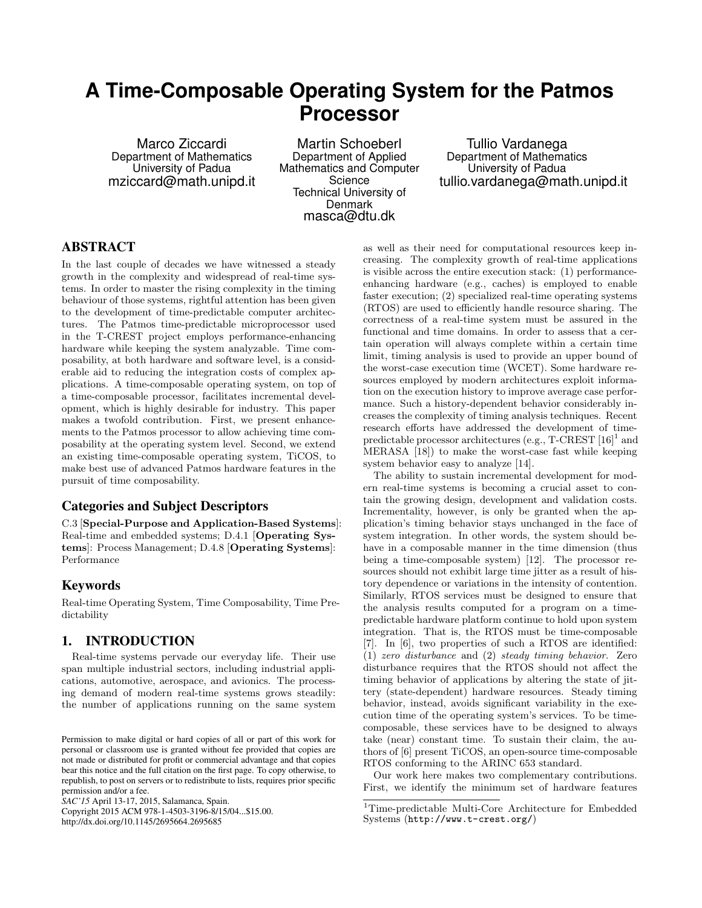# A Time-Composable Operating System for the Patmos Processor

Marco Ziccardi
Department of Mathematics
University of Padua
mziccard@math.unipd.it

Martin Schoeberl
Department of Applied Mathematics and Computer Science
Technical University of Denmark
masca@dtu.dk

Tullio Vardanega
Department of Mathematics
University of Padua
tullio.vardanega@math.unipd.it

## ABSTRACT

In the last couple of decades we have witnessed a steady growth in the complexity and widespread of real-time systems. In order to master the rising complexity in the timing behaviour of those systems, rightful attention has been given to the development of time-predictable computer architectures. The Patmos time-predictable microprocessor used in the T-CREST project employs performance-enhancing hardware while keeping the system analyzable. Time composability, at both hardware and software level, is a considerable aid to reducing the integration costs of complex applications. A time-composable operating system, on top of a time-composable processor, facilitates incremental development, which is highly desirable for industry. This paper makes a twofold contribution. First, we present enhancements to the Patmos processor to allow achieving time composability at the operating system level. Second, we extend an existing time-composable operating system, TiCOS, to make best use of advanced Patmos hardware features in the pursuit of time composability.

### Categories and Subject Descriptors

C.3 [**Special-Purpose and Application-Based Systems**]: Real-time and embedded systems; D.4.1 [**Operating Systems**]: Process Management; D.4.8 [**Operating Systems**]: Performance

### Keywords

Real-time Operating System, Time Composability, Time Predictability

## 1. INTRODUCTION

Real-time systems pervade our everyday life. Their use span multiple industrial sectors, including industrial applications, automotive, aerospace, and avionics. The processing demand of modern real-time systems grows steadily: the number of applications running on the same system as well as their need for computational resources keep increasing. The complexity growth of real-time applications is visible across the entire execution stack: (1) performance-enhancing hardware (e.g., caches) is employed to enable faster execution; (2) specialized real-time operating systems (RTOS) are used to efficiently handle resource sharing. The correctness of a real-time system must be assured in the functional and time domains. In order to assess that a certain operation will always complete within a certain time limit, timing analysis is used to provide an upper bound of the worst-case execution time (WCET). Some hardware resources employed by modern architectures exploit information on the execution history to improve average case performance. Such a history-dependent behavior considerably increases the complexity of timing analysis techniques. Recent research efforts have addressed the development of time-predictable processor architectures (e.g., T-CREST [16][1] and MERASA [18]) to make the worst-case fast while keeping system behavior easy to analyze [14].

The ability to sustain incremental development for modern real-time systems is becoming a crucial asset to contain the growing design, development and validation costs. Incrementality, however, is only be granted when the application's timing behavior stays unchanged in the face of system integration. In other words, the system should behave in a composable manner in the time dimension (thus being a time-composable system) [12]. The processor resources should not exhibit large time jitter as a result of history dependence or variations in the intensity of contention. Similarly, RTOS services must be designed to ensure that the analysis results computed for a program on a time-predictable hardware platform continue to hold upon system integration. That is, the RTOS must be time-composable [7]. In [6], two properties of such a RTOS are identified: (1) *zero disturbance* and (2) *steady timing behavior*. Zero disturbance requires that the RTOS should not affect the timing behavior of applications by altering the state of jittery (state-dependent) hardware resources. Steady timing behavior, instead, avoids significant variability in the execution time of the operating system's services. To be time-composable, these services have to be designed to always take (near) constant time. To sustain their claim, the authors of [6] present TiCOS, an open-source time-composable RTOS conforming to the ARINC 653 standard.

Our work here makes two complementary contributions. First, we identify the minimum set of hardware features

[1] Time-predictable Multi-Core Architecture for Embedded Systems (`http://www.t-crest.org/`)

Permission to make digital or hard copies of all or part of this work for personal or classroom use is granted without fee provided that copies are not made or distributed for profit or commercial advantage and that copies bear this notice and the full citation on the first page. To copy otherwise, to republish, to post on servers or to redistribute to lists, requires prior specific permission and/or a fee.
*SAC'15* April 13-17, 2015, Salamanca, Spain.
Copyright 2015 ACM 978-1-4503-3196-8/15/04...$15.00.
http://dx.doi.org/10.1145/2695664.2695685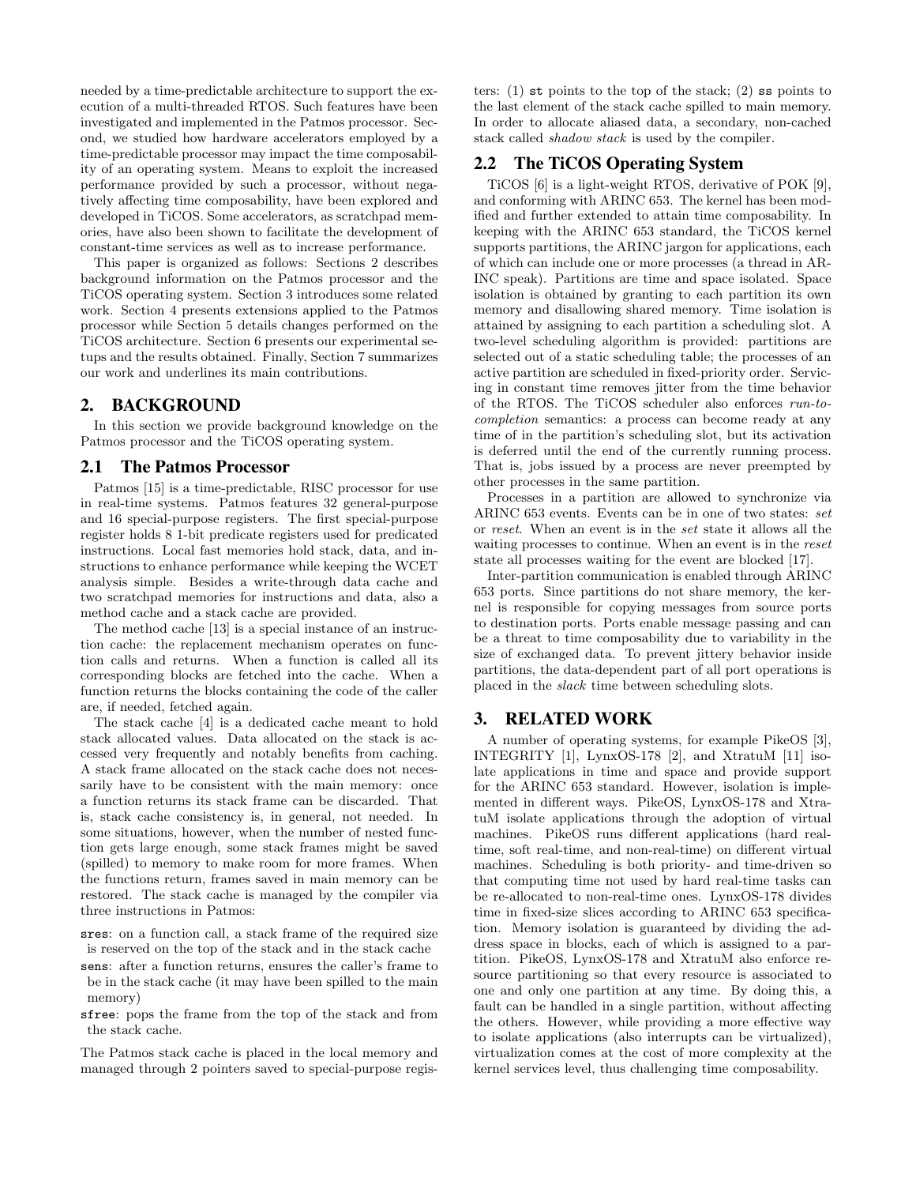needed by a time-predictable architecture to support the execution of a multi-threaded RTOS. Such features have been investigated and implemented in the Patmos processor. Second, we studied how hardware accelerators employed by a time-predictable processor may impact the time composability of an operating system. Means to exploit the increased performance provided by such a processor, without negatively affecting time composability, have been explored and developed in TiCOS. Some accelerators, as scratchpad memories, have also been shown to facilitate the development of constant-time services as well as to increase performance.

This paper is organized as follows: Sections 2 describes background information on the Patmos processor and the TiCOS operating system. Section 3 introduces some related work. Section 4 presents extensions applied to the Patmos processor while Section 5 details changes performed on the TiCOS architecture. Section 6 presents our experimental setups and the results obtained. Finally, Section 7 summarizes our work and underlines its main contributions.

## 2. BACKGROUND

In this section we provide background knowledge on the Patmos processor and the TiCOS operating system.

### 2.1 The Patmos Processor

Patmos [15] is a time-predictable, RISC processor for use in real-time systems. Patmos features 32 general-purpose and 16 special-purpose registers. The first special-purpose register holds 8 1-bit predicate registers used for predicated instructions. Local fast memories hold stack, data, and instructions to enhance performance while keeping the WCET analysis simple. Besides a write-through data cache and two scratchpad memories for instructions and data, also a method cache and a stack cache are provided.

The method cache [13] is a special instance of an instruction cache: the replacement mechanism operates on function calls and returns. When a function is called all its corresponding blocks are fetched into the cache. When a function returns the blocks containing the code of the caller are, if needed, fetched again.

The stack cache [4] is a dedicated cache meant to hold stack allocated values. Data allocated on the stack is accessed very frequently and notably benefits from caching. A stack frame allocated on the stack cache does not necessarily have to be consistent with the main memory: once a function returns its stack frame can be discarded. That is, stack cache consistency is, in general, not needed. In some situations, however, when the number of nested function gets large enough, some stack frames might be saved (spilled) to memory to make room for more frames. When the functions return, frames saved in main memory can be restored. The stack cache is managed by the compiler via three instructions in Patmos:

- `sres`: on a function call, a stack frame of the required size is reserved on the top of the stack and in the stack cache
- `sens`: after a function returns, ensures the caller's frame to be in the stack cache (it may have been spilled to the main memory)
- `sfree`: pops the frame from the top of the stack and from the stack cache.

The Patmos stack cache is placed in the local memory and managed through 2 pointers saved to special-purpose registers: (1) `st` points to the top of the stack; (2) `ss` points to the last element of the stack cache spilled to main memory. In order to allocate aliased data, a secondary, non-cached stack called *shadow stack* is used by the compiler.

### 2.2 The TiCOS Operating System

TiCOS [6] is a light-weight RTOS, derivative of POK [9], and conforming with ARINC 653. The kernel has been modified and further extended to attain time composability. In keeping with the ARINC 653 standard, the TiCOS kernel supports partitions, the ARINC jargon for applications, each of which can include one or more processes (a thread in ARINC speak). Partitions are time and space isolated. Space isolation is obtained by granting to each partition its own memory and disallowing shared memory. Time isolation is attained by assigning to each partition a scheduling slot. A two-level scheduling algorithm is provided: partitions are selected out of a static scheduling table; the processes of an active partition are scheduled in fixed-priority order. Servicing in constant time removes jitter from the time behavior of the RTOS. The TiCOS scheduler also enforces *run-to-completion* semantics: a process can become ready at any time of in the partition's scheduling slot, but its activation is deferred until the end of the currently running process. That is, jobs issued by a process are never preempted by other processes in the same partition.

Processes in a partition are allowed to synchronize via ARINC 653 events. Events can be in one of two states: *set* or *reset*. When an event is in the *set* state it allows all the waiting processes to continue. When an event is in the *reset* state all processes waiting for the event are blocked [17].

Inter-partition communication is enabled through ARINC 653 ports. Since partitions do not share memory, the kernel is responsible for copying messages from source ports to destination ports. Ports enable message passing and can be a threat to time composability due to variability in the size of exchanged data. To prevent jittery behavior inside partitions, the data-dependent part of all port operations is placed in the *slack* time between scheduling slots.

## 3. RELATED WORK

A number of operating systems, for example PikeOS [3], INTEGRITY [1], LynxOS-178 [2], and XtratuM [11] isolate applications in time and space and provide support for the ARINC 653 standard. However, isolation is implemented in different ways. PikeOS, LynxOS-178 and XtratuM isolate applications through the adoption of virtual machines. PikeOS runs different applications (hard real-time, soft real-time, and non-real-time) on different virtual machines. Scheduling is both priority- and time-driven so that computing time not used by hard real-time tasks can be re-allocated to non-real-time ones. LynxOS-178 divides time in fixed-size slices according to ARINC 653 specification. Memory isolation is guaranteed by dividing the address space in blocks, each of which is assigned to a partition. PikeOS, LynxOS-178 and XtratuM also enforce resource partitioning so that every resource is associated to one and only one partition at any time. By doing this, a fault can be handled in a single partition, without affecting the others. However, while providing a more effective way to isolate applications (also interrupts can be virtualized), virtualization comes at the cost of more complexity at the kernel services level, thus challenging time composability.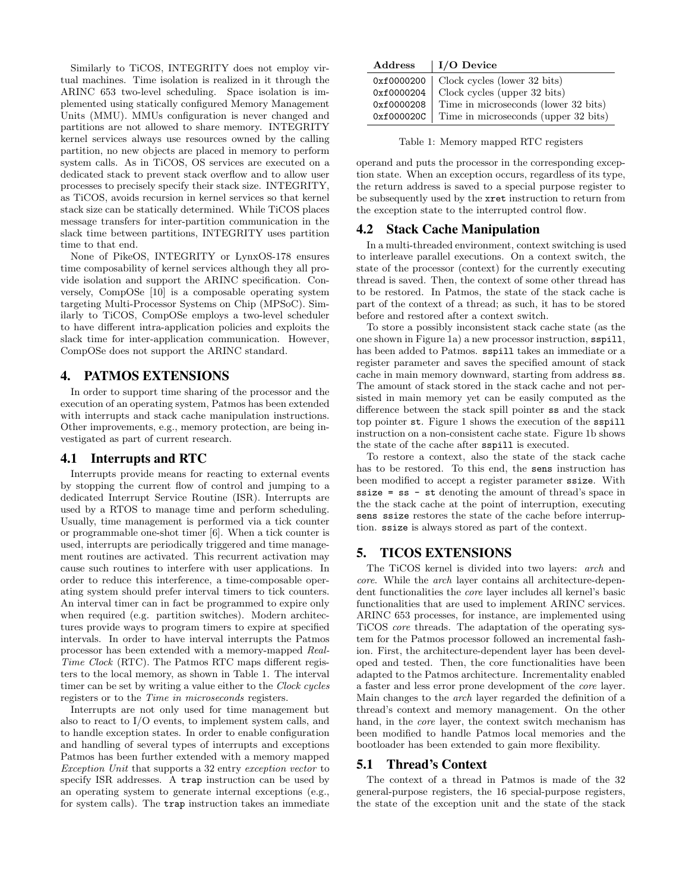Similarly to TiCOS, INTEGRITY does not employ virtual machines. Time isolation is realized in it through the ARINC 653 two-level scheduling. Space isolation is implemented using statically configured Memory Management Units (MMU). MMUs configuration is never changed and partitions are not allowed to share memory. INTEGRITY kernel services always use resources owned by the calling partition, no new objects are placed in memory to perform system calls. As in TiCOS, OS services are executed on a dedicated stack to prevent stack overflow and to allow user processes to precisely specify their stack size. INTEGRITY, as TiCOS, avoids recursion in kernel services so that kernel stack size can be statically determined. While TiCOS places message transfers for inter-partition communication in the slack time between partitions, INTEGRITY uses partition time to that end.

None of PikeOS, INTEGRITY or LynxOS-178 ensures time composability of kernel services although they all provide isolation and support the ARINC specification. Conversely, CompOSe [10] is a composable operating system targeting Multi-Processor Systems on Chip (MPSoC). Similarly to TiCOS, CompOSe employs a two-level scheduler to have different intra-application policies and exploits the slack time for inter-application communication. However, CompOSe does not support the ARINC standard.

## 4. PATMOS EXTENSIONS

In order to support time sharing of the processor and the execution of an operating system, Patmos has been extended with interrupts and stack cache manipulation instructions. Other improvements, e.g., memory protection, are being investigated as part of current research.

### 4.1 Interrupts and RTC

Interrupts provide means for reacting to external events by stopping the current flow of control and jumping to a dedicated Interrupt Service Routine (ISR). Interrupts are used by a RTOS to manage time and perform scheduling. Usually, time management is performed via a tick counter or programmable one-shot timer [6]. When a tick counter is used, interrupts are periodically triggered and time management routines are activated. This recurrent activation may cause such routines to interfere with user applications. In order to reduce this interference, a time-composable operating system should prefer interval timers to tick counters. An interval timer can in fact be programmed to expire only when required (e.g. partition switches). Modern architectures provide ways to program timers to expire at specified intervals. In order to have interval interrupts the Patmos processor has been extended with a memory-mapped *Real-Time Clock* (RTC). The Patmos RTC maps different registers to the local memory, as shown in Table 1. The interval timer can be set by writing a value either to the *Clock cycles* registers or to the *Time in microseconds* registers.

Interrupts are not only used for time management but also to react to I/O events, to implement system calls, and to handle exception states. In order to enable configuration and handling of several types of interrupts and exceptions Patmos has been further extended with a memory mapped *Exception Unit* that supports a 32 entry *exception vector* to specify ISR addresses. A `trap` instruction can be used by an operating system to generate internal exceptions (e.g., for system calls). The `trap` instruction takes an immediate operand and puts the processor in the corresponding exception state. When an exception occurs, regardless of its type, the return address is saved to a special purpose register to be subsequently used by the `xret` instruction to return from the exception state to the interrupted control flow.

| Address | I/O Device |
|---|---|
| `0xf0000200` | Clock cycles (lower 32 bits) |
| `0xf0000204` | Clock cycles (upper 32 bits) |
| `0xf0000208` | Time in microseconds (lower 32 bits) |
| `0xf000020C` | Time in microseconds (upper 32 bits) |

Table 1: Memory mapped RTC registers

### 4.2 Stack Cache Manipulation

In a multi-threaded environment, context switching is used to interleave parallel executions. On a context switch, the state of the processor (context) for the currently executing thread is saved. Then, the context of some other thread has to be restored. In Patmos, the state of the stack cache is part of the context of a thread; as such, it has to be stored before and restored after a context switch.

To store a possibly inconsistent stack cache state (as the one shown in Figure 1a) a new processor instruction, `sspill`, has been added to Patmos. `sspill` takes an immediate or a register parameter and saves the specified amount of stack cache in main memory downward, starting from address `ss`. The amount of stack stored in the stack cache and not persisted in main memory yet can be easily computed as the difference between the stack spill pointer `ss` and the stack top pointer `st`. Figure 1 shows the execution of the `sspill` instruction on a non-consistent cache state. Figure 1b shows the state of the cache after `sspill` is executed.

To restore a context, also the state of the stack cache has to be restored. To this end, the `sens` instruction has been modified to accept a register parameter `ssize`. With `ssize = ss - st` denoting the amount of thread's space in the the stack cache at the point of interruption, executing `sens ssize` restores the state of the cache before interruption. `ssize` is always stored as part of the context.

## 5. TICOS EXTENSIONS

The TiCOS kernel is divided into two layers: *arch* and *core*. While the *arch* layer contains all architecture-dependent functionalities the *core* layer includes all kernel's basic functionalities that are used to implement ARINC services. ARINC 653 processes, for instance, are implemented using TiCOS *core* threads. The adaptation of the operating system for the Patmos processor followed an incremental fashion. First, the architecture-dependent layer has been developed and tested. Then, the core functionalities have been adapted to the Patmos architecture. Incrementality enabled a faster and less error prone development of the *core* layer. Main changes to the *arch* layer regarded the definition of a thread's context and memory management. On the other hand, in the *core* layer, the context switch mechanism has been modified to handle Patmos local memories and the bootloader has been extended to gain more flexibility.

### 5.1 Thread's Context

The context of a thread in Patmos is made of the 32 general-purpose registers, the 16 special-purpose registers, the state of the exception unit and the state of the stack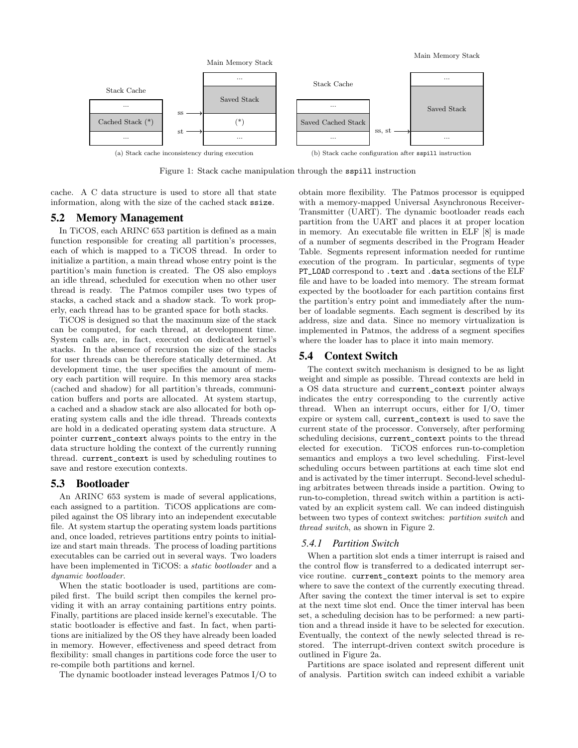Main Memory Stack

Stack Cache

...

Cached Stack (*)

...

ss

st

...

Saved Stack

(*)

...

(a) Stack cache inconsistency during execution

Main Memory Stack

Stack Cache

...

Saved Cached Stack

...

ss, st

...

Saved Stack

...

(b) Stack cache configuration after sspill instruction

Figure 1: Stack cache manipulation through the sspill instruction

cache. A C data structure is used to store all that state information, along with the size of the cached stack ssize.

## 5.2 Memory Management

In TiCOS, each ARINC 653 partition is defined as a main function responsible for creating all partition's processes, each of which is mapped to a TiCOS thread. In order to initialize a partition, a main thread whose entry point is the partition's main function is created. The OS also employs an idle thread, scheduled for execution when no other user thread is ready. The Patmos compiler uses two types of stacks, a cached stack and a shadow stack. To work properly, each thread has to be granted space for both stacks.

TiCOS is designed so that the maximum size of the stack can be computed, for each thread, at development time. System calls are, in fact, executed on dedicated kernel's stacks. In the absence of recursion the size of the stacks for user threads can be therefore statically determined. At development time, the user specifies the amount of memory each partition will require. In this memory area stacks (cached and shadow) for all partition's threads, communication buffers and ports are allocated. At system startup, a cached and a shadow stack are also allocated for both operating system calls and the idle thread. Threads contexts are hold in a dedicated operating system data structure. A pointer current_context always points to the entry in the data structure holding the context of the currently running thread. current_context is used by scheduling routines to save and restore execution contexts.

## 5.3 Bootloader

An ARINC 653 system is made of several applications, each assigned to a partition. TiCOS applications are compiled against the OS library into an independent executable file. At system startup the operating system loads partitions and, once loaded, retrieves partitions entry points to initialize and start main threads. The process of loading partitions executables can be carried out in several ways. Two loaders have been implemented in TiCOS: a *static bootloader* and a *dynamic bootloader*.

When the static bootloader is used, partitions are compiled first. The build script then compiles the kernel providing it with an array containing partitions entry points. Finally, partitions are placed inside kernel's executable. The static bootloader is effective and fast. In fact, when partitions are initialized by the OS they have already been loaded in memory. However, effectiveness and speed detract from flexibility: small changes in partitions code force the user to re-compile both partitions and kernel.

The dynamic bootloader instead leverages Patmos I/O to obtain more flexibility. The Patmos processor is equipped with a memory-mapped Universal Asynchronous Receiver-Transmitter (UART). The dynamic bootloader reads each partition from the UART and places it at proper location in memory. An executable file written in ELF [8] is made of a number of segments described in the Program Header Table. Segments represent information needed for runtime execution of the program. In particular, segments of type PT_LOAD correspond to .text and .data sections of the ELF file and have to be loaded into memory. The stream format expected by the bootloader for each partition contains first the partition's entry point and immediately after the number of loadable segments. Each segment is described by its address, size and data. Since no memory virtualization is implemented in Patmos, the address of a segment specifies where the loader has to place it into main memory.

## 5.4 Context Switch

The context switch mechanism is designed to be as light weight and simple as possible. Thread contexts are held in a OS data structure and current_context pointer always indicates the entry corresponding to the currently active thread. When an interrupt occurs, either for I/O, timer expire or system call, current_context is used to save the current state of the processor. Conversely, after performing scheduling decisions, current_context points to the thread elected for execution. TiCOS enforces run-to-completion semantics and employs a two level scheduling. First-level scheduling occurs between partitions at each time slot end and is activated by the timer interrupt. Second-level scheduling arbitrates between threads inside a partition. Owing to run-to-completion, thread switch within a partition is activated by an explicit system call. We can indeed distinguish between two types of context switches: *partition switch* and *thread switch*, as shown in Figure 2.

### 5.4.1 Partition Switch

When a partition slot ends a timer interrupt is raised and the control flow is transferred to a dedicated interrupt service routine. current_context points to the memory area where to save the context of the currently executing thread. After saving the context the timer interval is set to expire at the next time slot end. Once the timer interval has been set, a scheduling decision has to be performed: a new partition and a thread inside it have to be selected for execution. Eventually, the context of the newly selected thread is restored. The interrupt-driven context switch procedure is outlined in Figure 2a.

Partitions are space isolated and represent different unit of analysis. Partition switch can indeed exhibit a variable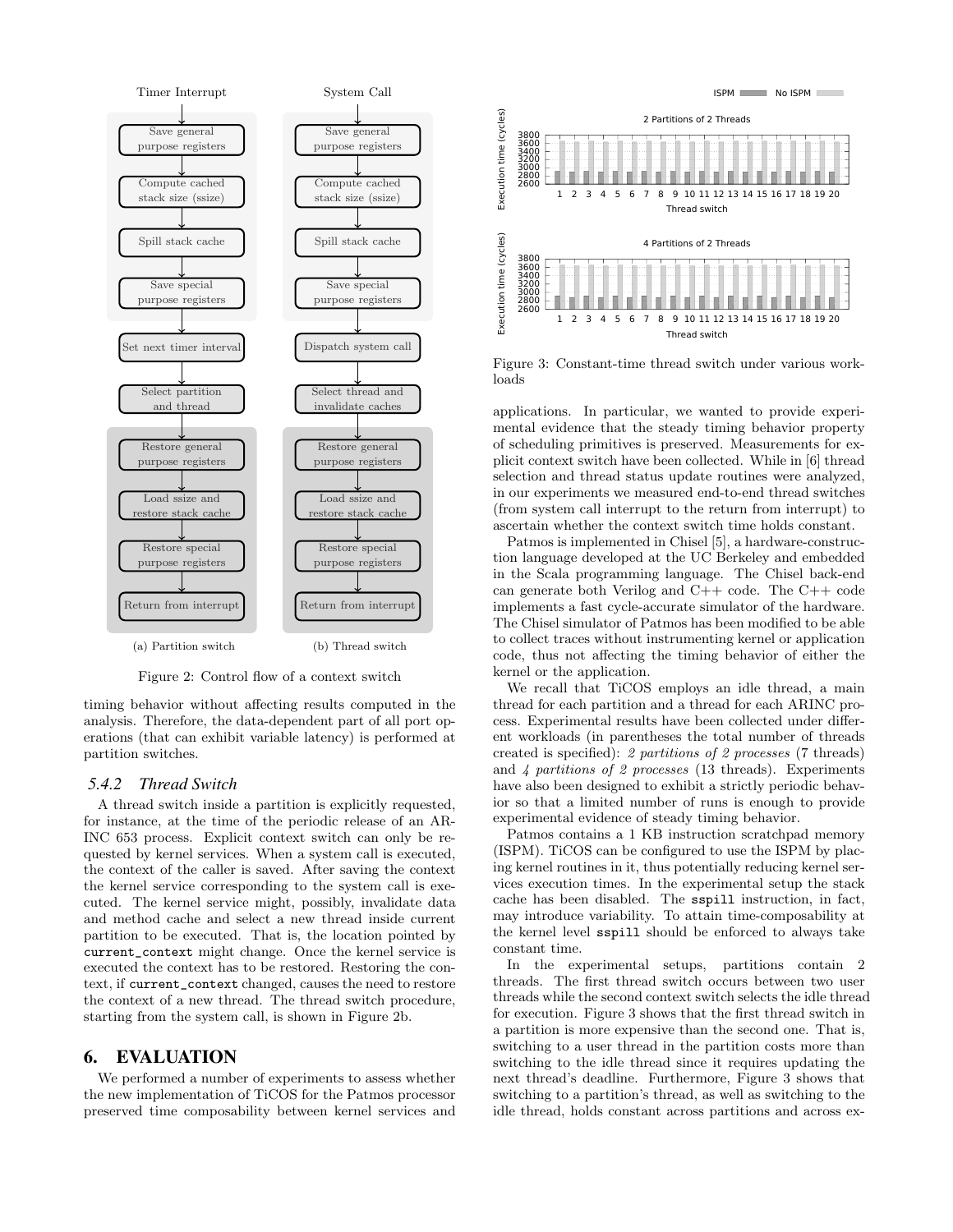Figure 2: Control flow of a context switch

timing behavior without affecting results computed in the analysis. Therefore, the data-dependent part of all port operations (that can exhibit variable latency) is performed at partition switches.

### 5.4.2 Thread Switch

A thread switch inside a partition is explicitly requested, for instance, at the time of the periodic release of an ARINC 653 process. Explicit context switch can only be requested by kernel services. When a system call is executed, the context of the caller is saved. After saving the context the kernel service corresponding to the system call is executed. The kernel service might, possibly, invalidate data and method cache and select a new thread inside current partition to be executed. That is, the location pointed by `current_context` might change. Once the kernel service is executed the context has to be restored. Restoring the context, if `current_context` changed, causes the need to restore the context of a new thread. The thread switch procedure, starting from the system call, is shown in Figure 2b.

## 6. EVALUATION

We performed a number of experiments to assess whether the new implementation of TiCOS for the Patmos processor preserved time composability between kernel services and applications. In particular, we wanted to provide experimental evidence that the steady timing behavior property of scheduling primitives is preserved. Measurements for explicit context switch have been collected. While in [6] thread selection and thread status update routines were analyzed, in our experiments we measured end-to-end thread switches (from system call interrupt to the return from interrupt) to ascertain whether the context switch time holds constant.

Figure 3: Constant-time thread switch under various workloads

Patmos is implemented in Chisel [5], a hardware-construction language developed at the UC Berkeley and embedded in the Scala programming language. The Chisel back-end can generate both Verilog and C++ code. The C++ code implements a fast cycle-accurate simulator of the hardware. The Chisel simulator of Patmos has been modified to be able to collect traces without instrumenting kernel or application code, thus not affecting the timing behavior of either the kernel or the application.

We recall that TiCOS employs an idle thread, a main thread for each partition and a thread for each ARINC process. Experimental results have been collected under different workloads (in parentheses the total number of threads created is specified): *2 partitions of 2 processes* (7 threads) and *4 partitions of 2 processes* (13 threads). Experiments have also been designed to exhibit a strictly periodic behavior so that a limited number of runs is enough to provide experimental evidence of steady timing behavior.

Patmos contains a 1 KB instruction scratchpad memory (ISPM). TiCOS can be configured to use the ISPM by placing kernel routines in it, thus potentially reducing kernel services execution times. In the experimental setup the stack cache has been disabled. The `sspill` instruction, in fact, may introduce variability. To attain time-composability at the kernel level `sspill` should be enforced to always take constant time.

In the experimental setups, partitions contain 2 threads. The first thread switch occurs between two user threads while the second context switch selects the idle thread for execution. Figure 3 shows that the first thread switch in a partition is more expensive than the second one. That is, switching to a user thread in the partition costs more than switching to the idle thread since it requires updating the next thread's deadline. Furthermore, Figure 3 shows that switching to a partition's thread, as well as switching to the idle thread, holds constant across partitions and across ex-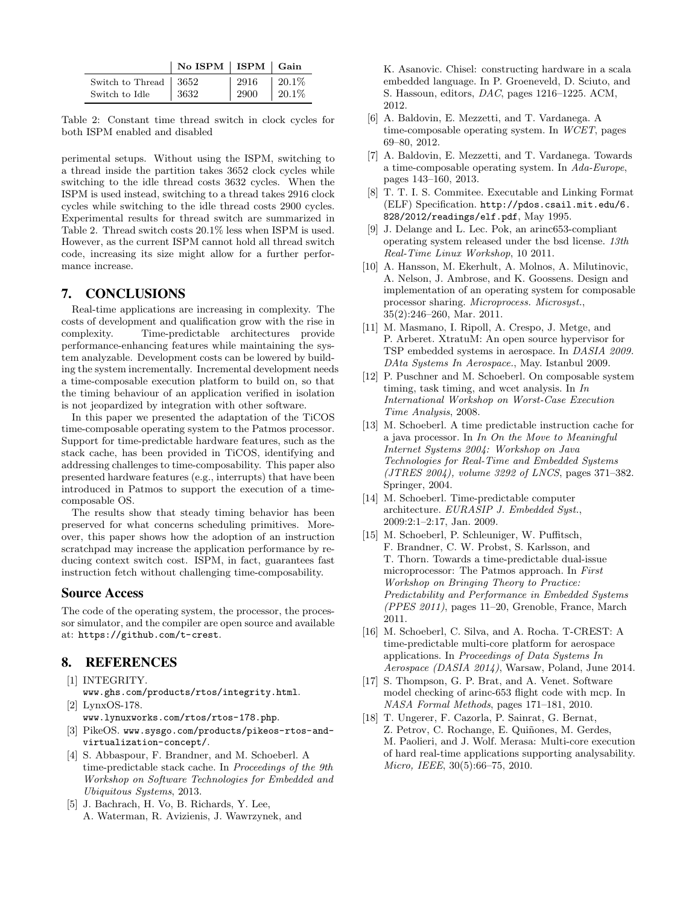| | No ISPM | ISPM | Gain |
| --- | --- | --- | --- |
| Switch to Thread | 3652 | 2916 | 20.1% |
| Switch to Idle | 3632 | 2900 | 20.1% |

Table 2: Constant time thread switch in clock cycles for both ISPM enabled and disabled

perimental setups. Without using the ISPM, switching to a thread inside the partition takes 3652 clock cycles while switching to the idle thread costs 3632 cycles. When the ISPM is used instead, switching to a thread takes 2916 clock cycles while switching to the idle thread costs 2900 cycles. Experimental results for thread switch are summarized in Table 2. Thread switch costs 20.1% less when ISPM is used. However, as the current ISPM cannot hold all thread switch code, increasing its size might allow for a further performance increase.

## 7. CONCLUSIONS

Real-time applications are increasing in complexity. The costs of development and qualification grow with the rise in complexity. Time-predictable architectures provide performance-enhancing features while maintaining the system analyzable. Development costs can be lowered by building the system incrementally. Incremental development needs a time-composable execution platform to build on, so that the timing behaviour of an application verified in isolation is not jeopardized by integration with other software.

In this paper we presented the adaptation of the TiCOS time-composable operating system to the Patmos processor. Support for time-predictable hardware features, such as the stack cache, has been provided in TiCOS, identifying and addressing challenges to time-composability. This paper also presented hardware features (e.g., interrupts) that have been introduced in Patmos to support the execution of a time-composable OS.

The results show that steady timing behavior has been preserved for what concerns scheduling primitives. Moreover, this paper shows how the adoption of an instruction scratchpad may increase the application performance by reducing context switch cost. ISPM, in fact, guarantees fast instruction fetch without challenging time-composability.

### Source Access

The code of the operating system, the processor, the processor simulator, and the compiler are open source and available at: `https://github.com/t-crest`.

## 8. REFERENCES

[1] INTEGRITY. `www.ghs.com/products/rtos/integrity.html`.

[2] LynxOS-178. `www.lynuxworks.com/rtos/rtos-178.php`.

[3] PikeOS. `www.sysgo.com/products/pikeos-rtos-and-virtualization-concept/`.

[4] S. Abbaspour, F. Brandner, and M. Schoeberl. A time-predictable stack cache. In *Proceedings of the 9th Workshop on Software Technologies for Embedded and Ubiquitous Systems*, 2013.

[5] J. Bachrach, H. Vo, B. Richards, Y. Lee, A. Waterman, R. Avizienis, J. Wawrzynek, and K. Asanovic. Chisel: constructing hardware in a scala embedded language. In P. Groeneveld, D. Sciuto, and S. Hassoun, editors, *DAC*, pages 1216–1225. ACM, 2012.

[6] A. Baldovin, E. Mezzetti, and T. Vardanega. A time-composable operating system. In *WCET*, pages 69–80, 2012.

[7] A. Baldovin, E. Mezzetti, and T. Vardanega. Towards a time-composable operating system. In *Ada-Europe*, pages 143–160, 2013.

[8] T. T. I. S. Commitee. Executable and Linking Format (ELF) Specification. `http://pdos.csail.mit.edu/6.828/2012/readings/elf.pdf`, May 1995.

[9] J. Delange and L. Lec. Pok, an arinc653-compliant operating system released under the bsd license. *13th Real-Time Linux Workshop*, 10 2011.

[10] A. Hansson, M. Ekerhult, A. Molnos, A. Milutinovic, A. Nelson, J. Ambrose, and K. Goossens. Design and implementation of an operating system for composable processor sharing. *Microprocess. Microsyst.*, 35(2):246–260, Mar. 2011.

[11] M. Masmano, I. Ripoll, A. Crespo, J. Metge, and P. Arberet. XtratuM: An open source hypervisor for TSP embedded systems in aerospace. In *DASIA 2009. DAta Systems In Aerospace.*, May. Istanbul 2009.

[12] P. Puschner and M. Schoeberl. On composable system timing, task timing, and wcet analysis. In *In International Workshop on Worst-Case Execution Time Analysis*, 2008.

[13] M. Schoeberl. A time predictable instruction cache for a java processor. In *In On the Move to Meaningful Internet Systems 2004: Workshop on Java Technologies for Real-Time and Embedded Systems (JTRES 2004), volume 3292 of LNCS*, pages 371–382. Springer, 2004.

[14] M. Schoeberl. Time-predictable computer architecture. *EURASIP J. Embedded Syst.*, 2009:2:1–2:17, Jan. 2009.

[15] M. Schoeberl, P. Schleuniger, W. Puffitsch, F. Brandner, C. W. Probst, S. Karlsson, and T. Thorn. Towards a time-predictable dual-issue microprocessor: The Patmos approach. In *First Workshop on Bringing Theory to Practice: Predictability and Performance in Embedded Systems (PPES 2011)*, pages 11–20, Grenoble, France, March 2011.

[16] M. Schoeberl, C. Silva, and A. Rocha. T-CREST: A time-predictable multi-core platform for aerospace applications. In *Proceedings of Data Systems In Aerospace (DASIA 2014)*, Warsaw, Poland, June 2014.

[17] S. Thompson, G. P. Brat, and A. Venet. Software model checking of arinc-653 flight code with mcp. In *NASA Formal Methods*, pages 171–181, 2010.

[18] T. Ungerer, F. Cazorla, P. Sainrat, G. Bernat, Z. Petrov, C. Rochange, E. Quiñones, M. Gerdes, M. Paolieri, and J. Wolf. Merasa: Multi-core execution of hard real-time applications supporting analysability. *Micro, IEEE*, 30(5):66–75, 2010.